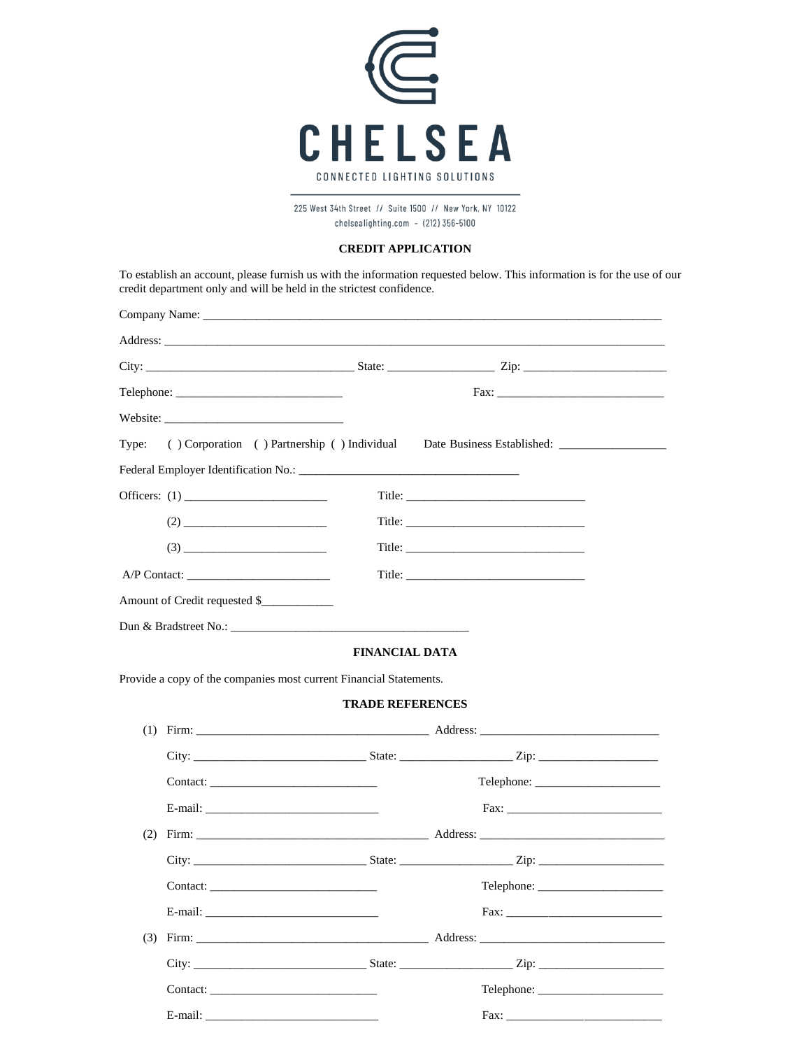# CHELSEA

CONNECTED LIGHTING SOLUTIONS

225 West 34th Street // Suite 1500 // New York, NY 10122
chelsealighting.com – (212) 356-5100

## CREDIT APPLICATION

To establish an account, please furnish us with the information requested below. This information is for the use of our credit department only and will be held in the strictest confidence.

Company Name: ______________________________________________________________________________

Address: ___________________________________________________________________________________

City: ___________________________________ State: __________________ Zip: ________________________

Telephone: ____________________________ Fax: ____________________________

Website: ______________________________

Type: ( ) Corporation ( ) Partnership ( ) Individual Date Business Established: __________________

Federal Employer Identification No.: ____________________________________

Officers: (1) ________________________ Title: ______________________________

(2) ________________________ Title: ______________________________

(3) ________________________ Title: ______________________________

A/P Contact: ________________________ Title: ______________________________

Amount of Credit requested $____________

Dun & Bradstreet No.: ________________________________________

## FINANCIAL DATA

Provide a copy of the companies most current Financial Statements.

## TRADE REFERENCES

(1) Firm: _______________________________________ Address: ______________________________

City: _____________________________ State: ___________________ Zip: ____________________

Contact: ____________________________ Telephone: _____________________

E-mail: _____________________________ Fax: __________________________

(2) Firm: _______________________________________ Address: ______________________________

City: _____________________________ State: ___________________ Zip: ____________________

Contact: ____________________________ Telephone: _____________________

E-mail: _____________________________ Fax: __________________________

(3) Firm: _______________________________________ Address: ______________________________

City: _____________________________ State: ___________________ Zip: ____________________

Contact: ____________________________ Telephone: _____________________

E-mail: _____________________________ Fax: __________________________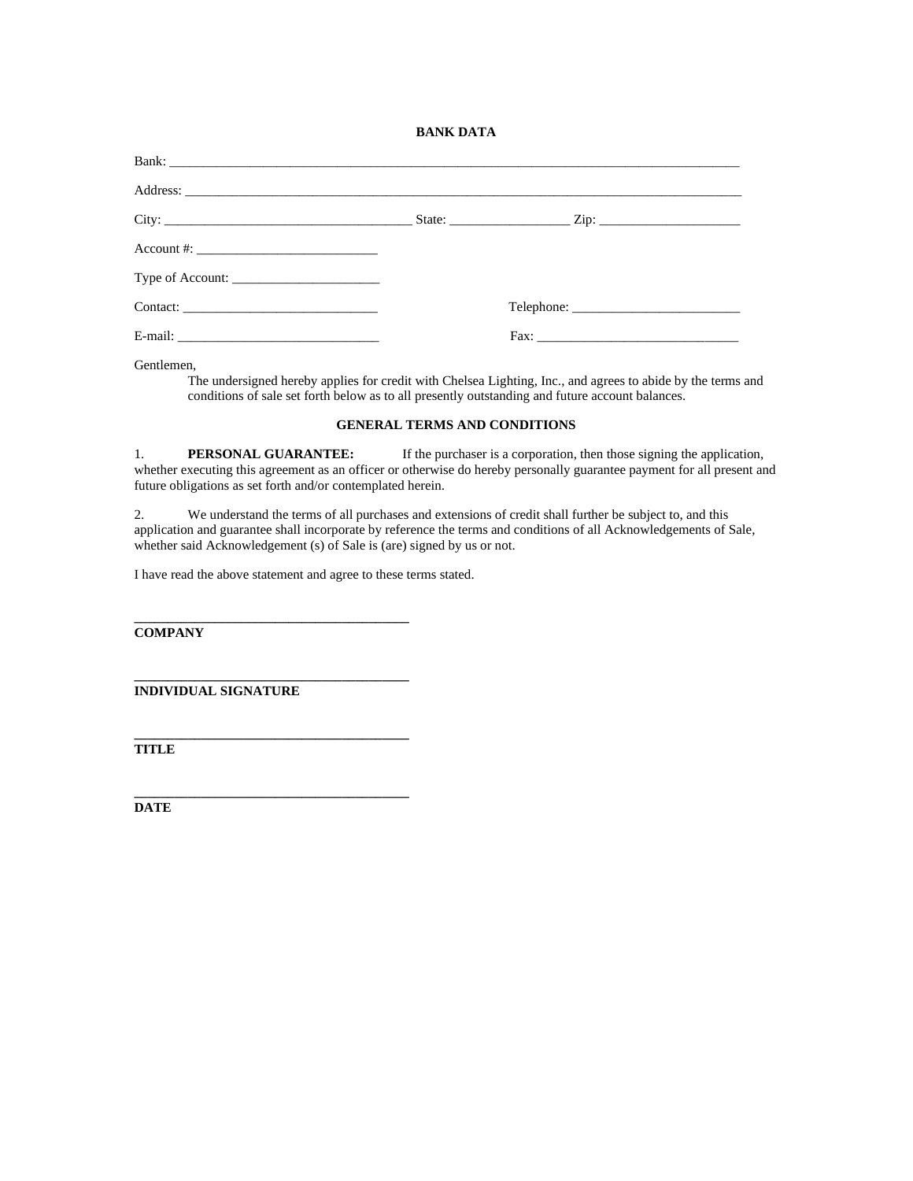## BANK DATA

Bank: ___________________________________________________________________________________________

Address: _________________________________________________________________________________________

City: ______________________________________ State: _________________ Zip: _____________________

Account #: ___________________________

Type of Account: ______________________

Contact: _____________________________ Telephone: _________________________

E-mail: ______________________________ Fax: ______________________________

Gentlemen,

The undersigned hereby applies for credit with Chelsea Lighting, Inc., and agrees to abide by the terms and conditions of sale set forth below as to all presently outstanding and future account balances.

## GENERAL TERMS AND CONDITIONS

1. **PERSONAL GUARANTEE:** If the purchaser is a corporation, then those signing the application, whether executing this agreement as an officer or otherwise do hereby personally guarantee payment for all present and future obligations as set forth and/or contemplated herein.

2. We understand the terms of all purchases and extensions of credit shall further be subject to, and this application and guarantee shall incorporate by reference the terms and conditions of all Acknowledgements of Sale, whether said Acknowledgement (s) of Sale is (are) signed by us or not.

I have read the above statement and agree to these terms stated.

________________________________________
**COMPANY**

________________________________________
**INDIVIDUAL SIGNATURE**

________________________________________
**TITLE**

________________________________________
**DATE**